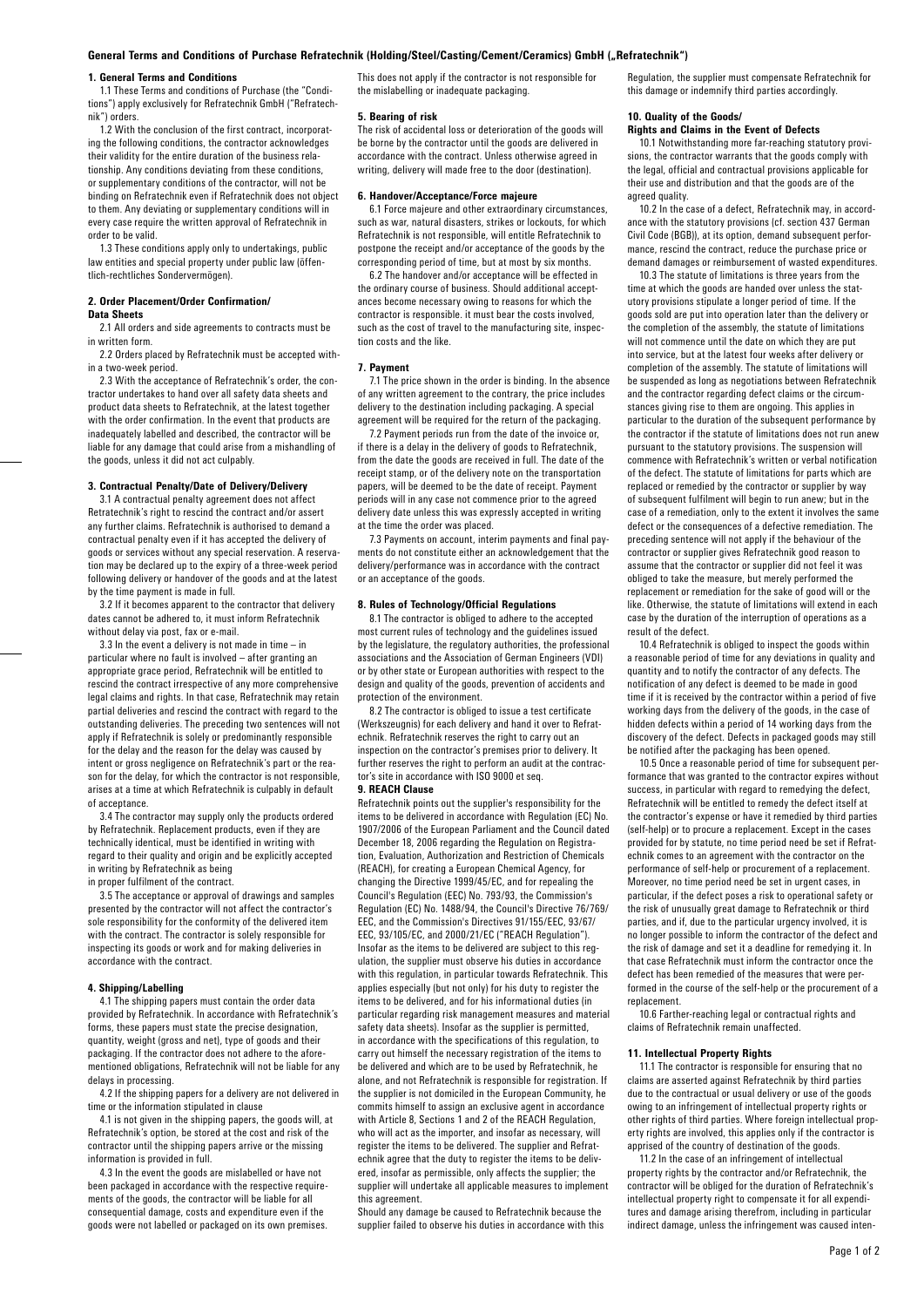# General Terms and Conditions of Purchase Refratechnik (Holding/Steel/Casting/Cement/Ceramics) GmbH („Refratechnik")

## 1. General Terms and Conditions

1.1 These Terms and conditions of Purchase (the "Conditions") apply exclusively for Refratechnik GmbH ("Refratechnik") orders.

1.2 With the conclusion of the first contract, incorporating the following conditions, the contractor acknowledges their validity for the entire duration of the business relationship. Any conditions deviating from these conditions, or supplementary conditions of the contractor, will not be binding on Refratechnik even if Refratechnik does not object to them. Any deviating or supplementary conditions will in every case require the written approval of Refratechnik in order to be valid.

1.3 These conditions apply only to undertakings, public law entities and special property under public law (öffentlich-rechtliches Sondervermögen).

## 2. Order Placement/Order Confirmation/ Data Sheets

2.1 All orders and side agreements to contracts must be in written form.

2.2 Orders placed by Refratechnik must be accepted within a two-week period.

2.3 With the acceptance of Refratechnik's order, the contractor undertakes to hand over all safety data sheets and product data sheets to Refratechnik, at the latest together with the order confirmation. In the event that products are inadequately labelled and described, the contractor will be liable for any damage that could arise from a mishandling of the goods, unless it did not act culpably.

## 3. Contractual Penalty/Date of Delivery/Delivery

3.1 A contractual penalty agreement does not affect Retratechnik's right to rescind the contract and/or assert any further claims. Refratechnik is authorised to demand a contractual penalty even if it has accepted the delivery of goods or services without any special reservation. A reservation may be declared up to the expiry of a three-week period following delivery or handover of the goods and at the latest by the time the payment is made in full.

3.2 If it becomes apparent to the contractor that delivery dates cannot be adhered to, it must inform Refratechnik without delay via post, fax or e-mail.

3.3 In the event a delivery is not made in time – in particular where no fault is involved – after granting an appropriate grace period, Refratechnik will be entitled to rescind the contract irrespective of any more comprehensive legal claims and rights. In that case, Refratechnik may retain partial deliveries and rescind the contract with regard to the outstanding deliveries. The preceding two sentences will not apply if Refratechnik is solely or predominantly responsible for the delay and the reason for the delay was caused by intent or gross negligence on Refratechnik's part or the reason for the delay, for which the contractor is not responsible, arises at a time at which Refratechnik is culpably in default of acceptance.

3.4 The contractor may supply only the products ordered by Refratechnik. Replacement products, even if they are technically identical, must be identified in writing with regard to their quality and origin and be explicitly accepted in writing by Refratechnik as being in proper fulfilment of the contract.

3.5 The acceptance or approval of drawings and samples presented by the contractor will not affect the contractor's sole responsibility for the conformity of the delivered item with the contract. The contractor is solely responsible for inspecting its goods or work and for making deliveries in accordance with the contract.

## 4. Shipping/Labelling

4.1 The shipping papers must contain the order data provided by Refratechnik. In accordance with Refratechnik's forms, these papers must state the precise designation, quantity, weight (gross and net), type of goods and their packaging. If the contractor does not adhere to the aforementioned obligations, Refratechnik will not be liable for any delays in processing.

4.2 If the shipping papers for a delivery are not delivered in time or the information stipulated in clause

4.1 is not given in the shipping papers, the goods will, at Refratechnik's option, be stored at the cost and risk of the contractor until the shipping papers arrive or the missing information is provided in full.

4.3 In the event the goods are mislabelled or have not been packaged in accordance with the respective requirements of the goods, the contractor will be liable for all consequential damage, costs and expenditure even if the goods were not labelled or packaged on its own premises. This does not apply if the contractor is not responsible for the mislabelling or inadequate packaging.

## 5. Bearing of risk

The risk of accidental loss or deterioration of the goods will be borne by the contractor until the goods are delivered in accordance with the contract. Unless otherwise agreed in writing, delivery will made free to the door (destination).

## 6. Handover/Acceptance/Force majeure

6.1 Force majeure and other extraordinary circumstances, such as war, natural disasters, strikes or lockouts, for which Refratechnik is not responsible, will entitle Refratechnik to postpone the receipt and/or acceptance of the goods by the corresponding period of time, but at most by six months.

6.2 The handover and/or acceptance will be effected in the ordinary course of business. Should additional acceptances become necessary owing to reasons for which the contractor is responsible. it must bear the costs involved, such as the cost of travel to the manufacturing site, inspection costs and the like.

## 7. Payment

7.1 The price shown in the order is binding. In the absence of any written agreement to the contrary, the price includes delivery to the destination including packaging. A special agreement will be required for the return of the packaging.

7.2 Payment periods run from the date of the invoice or, if there is a delay in the delivery of goods to Refratechnik, from the date the goods are received in full. The date of the receipt stamp, or of the delivery note on the transportation papers, will be deemed to be the date of receipt. Payment periods will in any case not commence prior to the agreed delivery date unless this was expressly accepted in writing at the time the order was placed.

7.3 Payments on account, interim payments and final payments do not constitute either an acknowledgement that the delivery/performance was in accordance with the contract or an acceptance of the goods.

## 8. Rules of Technology/Official Regulations

8.1 The contractor is obliged to adhere to the accepted most current rules of technology and the guidelines issued by the legislature, the regulatory authorities, the professional associations and the Association of German Engineers (VDI) or by other state or European authorities with respect to the design and quality of the goods, prevention of accidents and protection of the environment.

8.2 The contractor is obliged to issue a test certificate (Werkszeugnis) for each delivery and hand it over to Refratechnik. Refratechnik reserves the right to carry out an inspection on the contractor's premises prior to delivery. It further reserves the right to perform an audit at the contractor's site in accordance with ISO 9000 et seq.

## 9. REACH Clause

Refratechnik points out the supplier's responsibility for the items to be delivered in accordance with Regulation (EC) No. 1907/2006 of the European Parliament and the Council dated December 18, 2006 regarding the Regulation on Registration, Evaluation, Authorization and Restriction of Chemicals (REACH), for creating a European Chemical Agency, for changing the Directive 1999/45/EC, and for repealing the Council's Regulation (EEC) No. 793/93, the Commission's Regulation (EC) No. 1488/94, the Council's Directive 76/769/EEC, and the Commission's Directives 91/155/EEC, 93/67/EEC, 93/105/EC, and 2000/21/EC ("REACH Regulation"). Insofar as the items to be delivered are subject to this regulation, the supplier must observe his duties in accordance with this regulation, in particular towards Refratechnik. This applies especially (but not only) for his duty to register the items to be delivered, and for his informational duties (in particular regarding risk management measures and material safety data sheets). Insofar as the supplier is permitted, in accordance with the specifications of this regulation, to carry out himself the necessary registration of the items to be delivered and which are to be used by Refratechnik, he alone, and not Refratechnik is responsible for registration. If the supplier is not domiciled in the European Community, he commits himself to assign an exclusive agent in accordance with Article 8, Sections 1 and 2 of the REACH Regulation, who will act as the importer, and insofar as necessary, will register the items to be delivered. The supplier and Refratechnik agree that the duty to register the items to be delivered, insofar as permissible, only affects the supplier; the supplier will undertake all applicable measures to implement this agreement.

Should any damage be caused to Refratechnik because the supplier failed to observe his duties in accordance with this Regulation, the supplier must compensate Refratechnik for this damage or indemnify third parties accordingly.

## 10. Quality of the Goods/ Rights and Claims in the Event of Defects

10.1 Notwithstanding more far-reaching statutory provisions, the contractor warrants that the goods comply with the legal, official and contractual provisions applicable for their use and distribution and that the goods are of the agreed quality.

10.2 In the case of a defect, Refratechnik may, in accordance with the statutory provisions (cf. section 437 German Civil Code (BGB)), at its option, demand subsequent performance, rescind the contract, reduce the purchase price or demand damages or reimbursement of wasted expenditures.

10.3 The statute of limitations is three years from the time at which the goods are handed over unless the statutory provisions stipulate a longer period of time. If the goods sold are put into operation later than the delivery or the completion of the assembly, the statute of limitations will not commence until the date on which they are put into service, but at the latest four weeks after delivery or completion of the assembly. The statute of limitations will be suspended as long as negotiations between Refratechnik and the contractor regarding defect claims or the circumstances giving rise to them are ongoing. This applies in particular to the duration of the subsequent performance by the contractor if the statute of limitations does not run anew pursuant to the statutory provisions. The suspension will commence with Refratechnik's written or verbal notification of the defect. The statute of limitations for parts which are replaced or remedied by the contractor or supplier by way of subsequent fulfilment will begin to run anew; but in the case of a remediation, only to the extent it involves the same defect or the consequences of a defective remediation. The preceding sentence will not apply if the behaviour of the contractor or supplier gives Refratechnik good reason to assume that the contractor or supplier did not feel it was obliged to take the measure, but merely performed the replacement or remediation for the sake of good will or the like. Otherwise, the statute of limitations will extend in each case by the duration of the interruption of operations as a result of the defect.

10.4 Refratechnik is obliged to inspect the goods within a reasonable period of time for any deviations in quality and quantity and to notify the contractor of any defects. The notification of any defect is deemed to be made in good time if it is received by the contractor within a period of five working days from the delivery of the goods, in the case of hidden defects within a period of 14 working days from the discovery of the defect. Defects in packaged goods may still be notified after the packaging has been opened.

10.5 Once a reasonable period of time for subsequent performance that was granted to the contractor expires without success, in particular with regard to remedying the defect, Refratechnik will be entitled to remedy the defect itself at the contractor's expense or have it remedied by third parties (self-help) or to procure a replacement. Except in the cases provided for by statute, no time period need be set if Refratechnik comes to an agreement with the contractor on the performance of self-help or procurement of a replacement. Moreover, no time period need be set in urgent cases, in particular, if the defect poses a risk to operational safety or the risk of unusually great damage to Refratechnik or third parties, and if, due to the particular urgency involved, it is no longer possible to inform the contractor of the defect and the risk of damage and set it a deadline for remedying it. In that case Refratechnik must inform the contractor once the defect has been remedied of the measures that were performed in the course of the self-help or the procurement of a replacement.

10.6 Farther-reaching legal or contractual rights and claims of Refratechnik remain unaffected.

## 11. Intellectual Property Rights

11.1 The contractor is responsible for ensuring that no claims are asserted against Refratechnik by third parties due to the contractual or usual delivery or use of the goods owing to an infringement of intellectual property rights or other rights of third parties. Where foreign intellectual property rights are involved, this applies only if the contractor is apprised of the country of destination of the goods.

11.2 In the case of an infringement of intellectual property rights by the contractor and/or Refratechnik, the contractor will be obliged for the duration of Refratechnik's intellectual property right to compensate it for all expenditures and damage arising therefrom, including in particular indirect damage, unless the infringement was caused inten-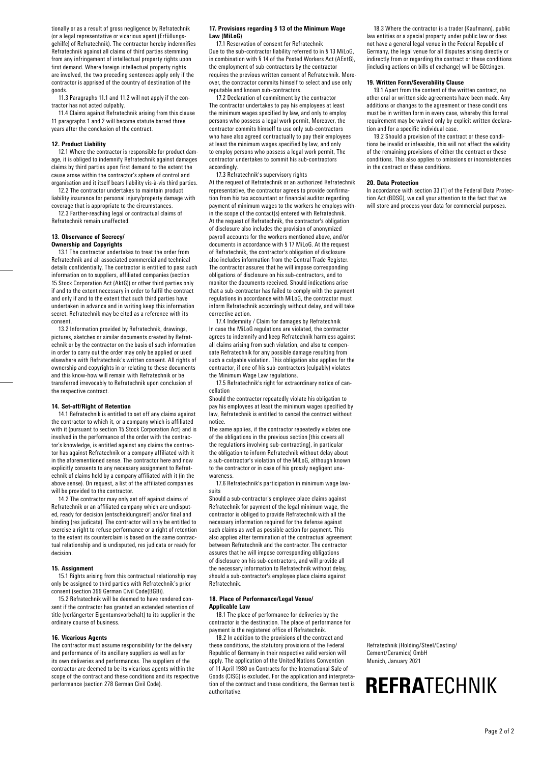tionally or as a result of gross negligence by Refratechnik (or a legal representative or vicarious agent (Erfüllungsgehilfe) of Refratechnik). The contractor hereby indemnifies Refratechnik against all claims of third parties stemming from any infringement of intellectual property rights upon first demand. Where foreign intellectual property rights are involved, the two preceding sentences apply only if the contractor is apprised of the country of destination of the goods.

11.3 Paragraphs 11.1 and 11.2 will not apply if the contractor has not acted culpably.

11.4 Claims against Refratechnik arising from this clause 11 paragraphs 1 and 2 will become statute barred three years after the conclusion of the contract.

#### 12. Product Liability

12.1 Where the contractor is responsible for product damage, it is obliged to indemnify Refratechnik against damages claims by third parties upon first demand to the extent the cause arose within the contractor's sphere of control and organisation and it itself bears liability vis-à-vis third parties.

12.2 The contractor undertakes to maintain product liability insurance for personal injury/property damage with coverage that is appropriate to the circumstances.

12.3 Farther-reaching legal or contractual claims of Refratechnik remain unaffected.

#### 13. Observance of Secrecy/ Ownership and Copyrights

13.1 The contractor undertakes to treat the order from Refratechnik and all associated commercial and technical details confidentially. The contractor is entitled to pass such information on to suppliers, affiliated companies (section 15 Stock Corporation Act (AktG)) or other third parties only if and to the extent necessary in order to fulfil the contract and only if and to the extent that such third parties have undertaken in advance and in writing keep this information secret. Refratechnik may be cited as a reference with its consent.

13.2 Information provided by Refratechnik, drawings, pictures, sketches or similar documents created by Refratechnik or by the contractor on the basis of such information in order to carry out the order may only be applied or used elsewhere with Refratechnik's written consent. All rights of ownership and copyrights in or relating to these documents and this know-how will remain with Refratechnik or be transferred irrevocably to Refratechnik upon conclusion of the respective contract.

#### 14. Set-off/Right of Retention

14.1 Refratechnik is entitled to set off any claims against the contractor to which it, or a company which is affiliated with it (pursuant to section 15 Stock Corporation Act) and is involved in the performance of the order with the contractor's knowledge, is entitled against any claims the contractor has against Refratechnik or a company affiliated with it in the aforementioned sense. The contractor here and now explicitly consents to any necessary assignment to Refratechnik of claims held by a company affiliated with it (in the above sense). On request, a list of the affiliated companies will be provided to the contractor.

14.2 The contractor may only set off against claims of Refratechnik or an affiliated company which are undisputed, ready for decision (entscheidungsreif) and/or final and binding (res judicata). The contractor will only be entitled to exercise a right to refuse performance or a right of retention to the extent its counterclaim is based on the same contractual relationship and is undisputed, res judicata or ready for decision.

#### 15. Assignment

15.1 Rights arising from this contractual relationship may only be assigned to third parties with Refratechnik's prior consent (section 399 German Civil Code(BGB)).

15.2 Refratechnik will be deemed to have rendered consent if the contractor has granted an extended retention of title (verlängerter Eigentumsvorbehalt) to its supplier in the ordinary course of business.

#### 16. Vicarious Agents

The contractor must assume responsibility for the delivery and performance of its ancillary suppliers as well as for its own deliveries and performances. The suppliers of the contractor are deemed to be its vicarious agents within the scope of the contract and these conditions and its respective performance (section 278 German Civil Code).

#### 17. Provisions regarding § 13 of the Minimum Wage Law (MiLoG)

17.1 Reservation of consent for Refratechnik

Due to the sub-contractor liability referred to in § 13 MiLoG, in combination with § 14 of the Posted Workers Act (AEntG), the employment of sub-contractors by the contractor requires the previous written consent of Refratechnik. Moreover, the contractor commits himself to select and use only reputable and known sub-contractors.

17.2 Declaration of commitment by the contractor

The contractor undertakes to pay his employees at least the minimum wages specified by law, and only to employ persons who possess a legal work permit, Moreover, the contractor commits himself to use only sub-contractors who have also agreed contractually to pay their employees at least the minimum wages specified by law, and only to employ persons who possess a legal work permit, The contractor undertakes to commit his sub-contractors accordingly.

17.3 Refratechnik's supervisory rights

At the request of Refratechnik or an authorized Refratechnik representative, the contractor agrees to provide confirmation from his tax accountant or financial auditor regarding payment of minimum wages to the workers he employs within the scope of the contact(s) entered with Refratechnik. At the request of Refratechnik, the contractor's obligation of disclosure also includes the provision of anonymized payroll accounts for the workers mentioned above, and/or documents in accordance with § 17 MiLoG. At the request of Refratechnik, the contractor's obligation of disclosure also includes information from the Central Trade Register. The contractor assures that he will impose corresponding obligations of disclosure on his sub-contractors, and to monitor the documents received. Should indications arise that a sub-contractor has failed to comply with the payment regulations in accordance with MiLoG, the contractor must inform Refratechnik accordingly without delay, and will take corrective action.

17.4 Indemnity / Claim for damages by Refratechnik

In case the MiLoG regulations are violated, the contractor agrees to indemnify and keep Refratechnik harmless against all claims arising from such violation, and also to compensate Refratechnik for any possible damage resulting from such a culpable violation. This obligation also applies for the contractor, if one of his sub-contractors (culpably) violates the Minimum Wage Law regulations.

17.5 Refratechnik's right for extraordinary notice of cancellation

Should the contractor repeatedly violate his obligation to pay his employees at least the minimum wages specified by law, Refratechnik is entitled to cancel the contract without notice.

The same applies, if the contractor repeatedly violates one of the obligations in the previous section [this covers all the regulations involving sub-contracting], in particular the obligation to inform Refratechnik without delay about a sub-contractor's violation of the MiLoG, although known to the contractor or in case of his grossly negligent unawareness.

17.6 Refratechnik's participation in minimum wage lawsuits

Should a sub-contractor's employee place claims against Refratechnik for payment of the legal minimum wage, the contractor is obliged to provide Refratechnik with all the necessary information required for the defense against such claims as well as possible action for payment. This also applies after termination of the contractual agreement between Refratechnik and the contractor. The contractor assures that he will impose corresponding obligations of disclosure on his sub-contractors, and will provide all the necessary information to Refratechnik without delay, should a sub-contractor's employee place claims against Refratechnik.

#### 18. Place of Performance/Legal Venue/ Applicable Law

18.1 The place of performance for deliveries by the contractor is the destination. The place of performance for payment is the registered office of Refratechnik.

18.2 In addition to the provisions of the contract and these conditions, the statutory provisions of the Federal Republic of Germany in their respective valid version will apply. The application of the United Nations Convention of 11 April 1980 on Contracts for the International Sale of Goods (CISG) is excluded. For the application and interpretation of the contract and these conditions, the German text is authoritative.

18.3 Where the contractor is a trader (Kaufmann), public law entities or a special property under public law or does not have a general legal venue in the Federal Republic of Germany, the legal venue for all disputes arising directly or indirectly from or regarding the contract or these conditions (including actions on bills of exchange) will be Göttingen.

#### 19. Written Form/Severability Clause

19.1 Apart from the content of the written contract, no other oral or written side agreements have been made. Any additions or changes to the agreement or these conditions must be in written form in every case, whereby this formal requirement may be waived only by explicit written declaration and for a specific individual case.

19.2 Should a provision of the contract or these conditions be invalid or infeasible, this will not affect the validity of the remaining provisions of either the contract or these conditions. This also applies to omissions or inconsistencies in the contract or these conditions.

#### 20. Data Protection

In accordance with section 33 (1) of the Federal Data Protection Act (BDSG), we call your attention to the fact that we will store and process your data for commercial purposes.

Refratechnik (Holding/Steel/Casting/ Cement/Ceramics) GmbH
Munich, January 2021

**REFRA**TECHNIK